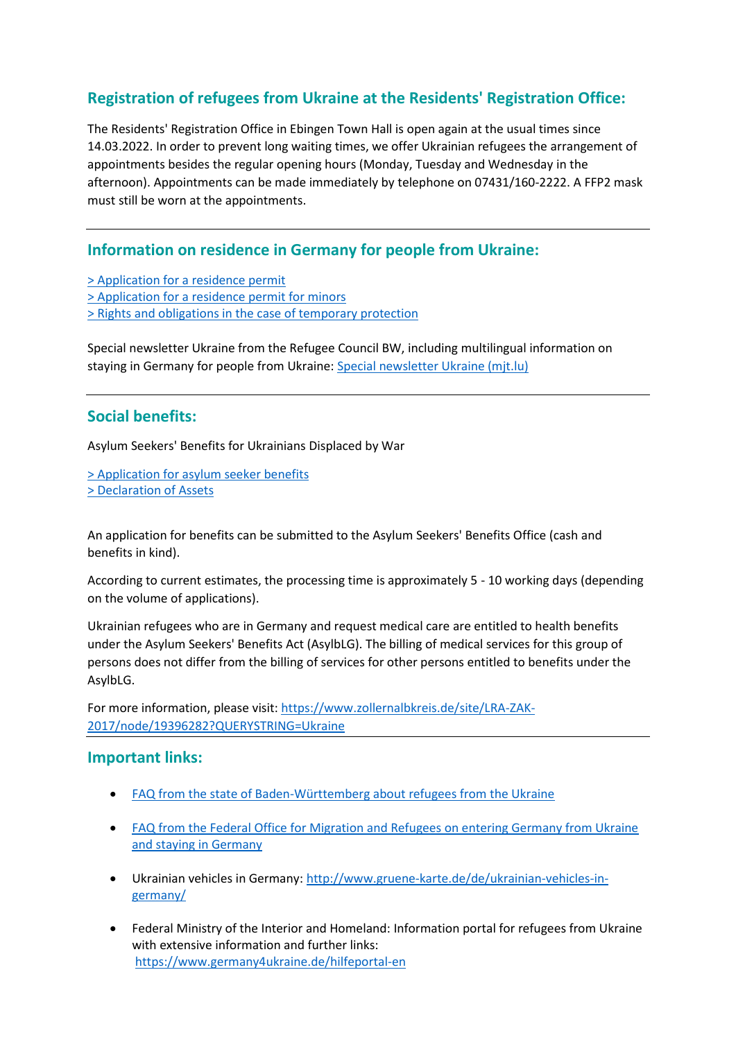## Registration of refugees from Ukraine at the Residents' Registration Office:

The Residents' Registration Office in Ebingen Town Hall is open again at the usual times since 14.03.2022. In order to prevent long waiting times, we offer Ukrainian refugees the arrangement of appointments besides the regular opening hours (Monday, Tuesday and Wednesday in the afternoon). Appointments can be made immediately by telephone on 07431/160-2222. A FFP2 mask must still be worn at the appointments.

---

## Information on residence in Germany for people from Ukraine:

> Application for a residence permit
> Application for a residence permit for minors
> Rights and obligations in the case of temporary protection

Special newsletter Ukraine from the Refugee Council BW, including multilingual information on staying in Germany for people from Ukraine: Special newsletter Ukraine (mjt.lu)

---

## Social benefits:

Asylum Seekers' Benefits for Ukrainians Displaced by War

> Application for asylum seeker benefits
> Declaration of Assets

An application for benefits can be submitted to the Asylum Seekers' Benefits Office (cash and benefits in kind).

According to current estimates, the processing time is approximately 5 - 10 working days (depending on the volume of applications).

Ukrainian refugees who are in Germany and request medical care are entitled to health benefits under the Asylum Seekers' Benefits Act (AsylbLG). The billing of medical services for this group of persons does not differ from the billing of services for other persons entitled to benefits under the AsylbLG.

For more information, please visit: https://www.zollernalbkreis.de/site/LRA-ZAK-2017/node/19396282?QUERYSTRING=Ukraine

---

## Important links:

- FAQ from the state of Baden-Württemberg about refugees from the Ukraine
- FAQ from the Federal Office for Migration and Refugees on entering Germany from Ukraine and staying in Germany
- Ukrainian vehicles in Germany: http://www.gruene-karte.de/de/ukrainian-vehicles-in-germany/
- Federal Ministry of the Interior and Homeland: Information portal for refugees from Ukraine with extensive information and further links: https://www.germany4ukraine.de/hilfeportal-en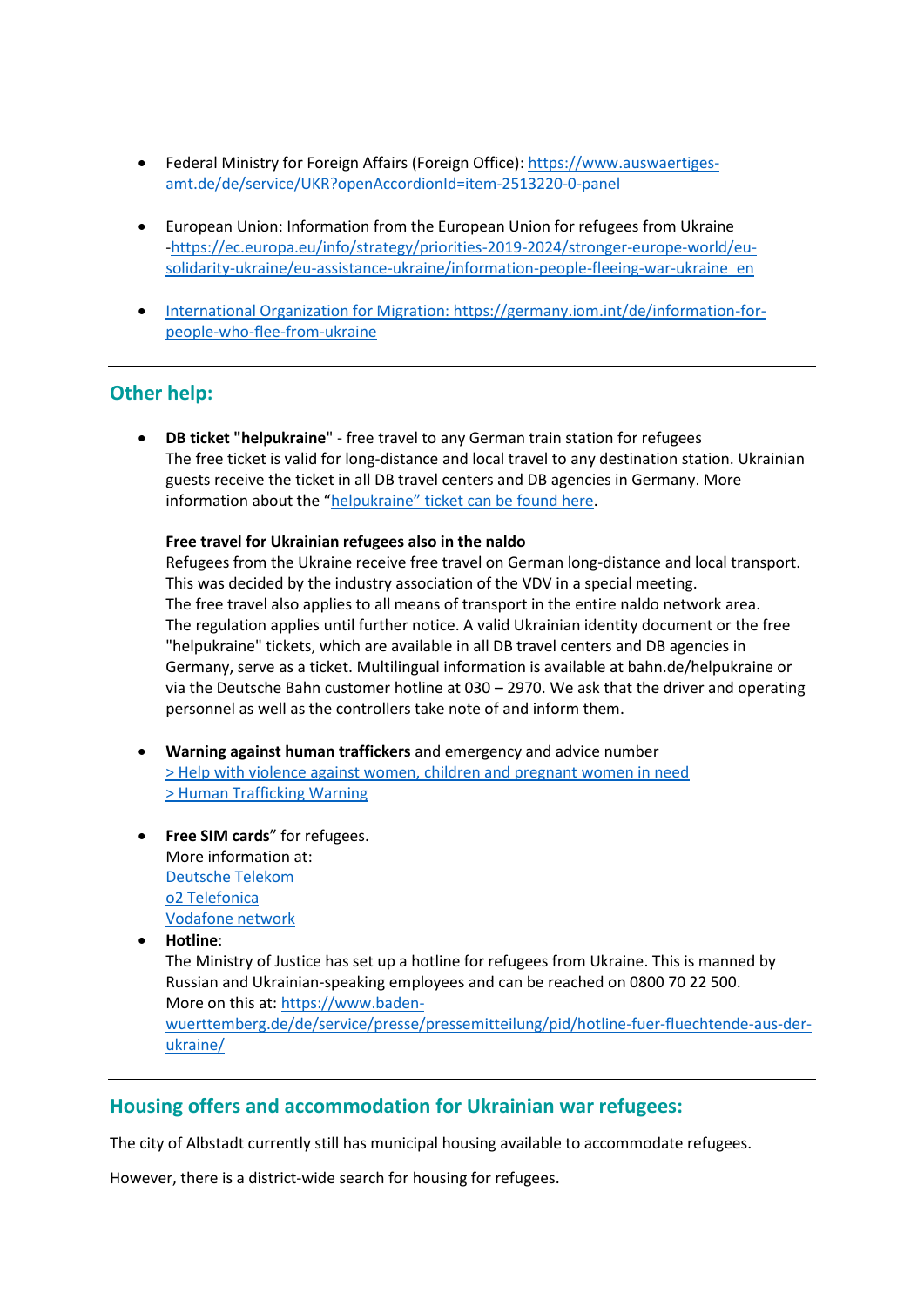- Federal Ministry for Foreign Affairs (Foreign Office): https://www.auswaertiges-amt.de/de/service/UKR?openAccordionId=item-2513220-0-panel

- European Union: Information from the European Union for refugees from Ukraine -https://ec.europa.eu/info/strategy/priorities-2019-2024/stronger-europe-world/eu-solidarity-ukraine/eu-assistance-ukraine/information-people-fleeing-war-ukraine_en

- International Organization for Migration: https://germany.iom.int/de/information-for-people-who-flee-from-ukraine

---

## Other help:

- **DB ticket "helpukraine**" - free travel to any German train station for refugees
  The free ticket is valid for long-distance and local travel to any destination station. Ukrainian guests receive the ticket in all DB travel centers and DB agencies in Germany. More information about the "helpukraine" ticket can be found here.

  **Free travel for Ukrainian refugees also in the naldo**
  Refugees from the Ukraine receive free travel on German long-distance and local transport. This was decided by the industry association of the VDV in a special meeting.
  The free travel also applies to all means of transport in the entire naldo network area.
  The regulation applies until further notice. A valid Ukrainian identity document or the free "helpukraine" tickets, which are available in all DB travel centers and DB agencies in Germany, serve as a ticket. Multilingual information is available at bahn.de/helpukraine or via the Deutsche Bahn customer hotline at 030 – 2970. We ask that the driver and operating personnel as well as the controllers take note of and inform them.

- **Warning against human traffickers** and emergency and advice number
  > Help with violence against women, children and pregnant women in need
  > Human Trafficking Warning

- **Free SIM cards**" for refugees.
  More information at:
  Deutsche Telekom
  o2 Telefonica
  Vodafone network
- **Hotline**:
  The Ministry of Justice has set up a hotline for refugees from Ukraine. This is manned by Russian and Ukrainian-speaking employees and can be reached on 0800 70 22 500.
  More on this at: https://www.baden-wuerttemberg.de/de/service/presse/pressemitteilung/pid/hotline-fuer-fluechtende-aus-der-ukraine/

---

## Housing offers and accommodation for Ukrainian war refugees:

The city of Albstadt currently still has municipal housing available to accommodate refugees.

However, there is a district-wide search for housing for refugees.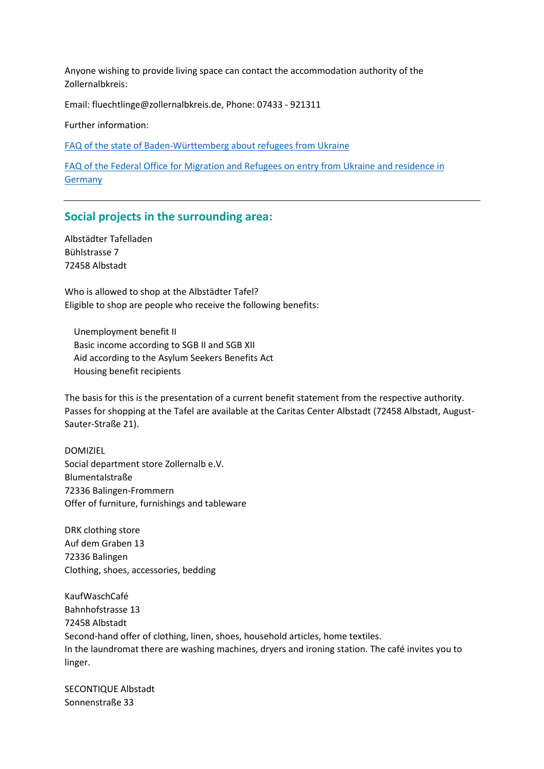Anyone wishing to provide living space can contact the accommodation authority of the Zollernalbkreis:

Email: fluechtlinge@zollernalbkreis.de, Phone: 07433 - 921311

Further information:

[FAQ of the state of Baden-Württemberg about refugees from Ukraine]

[FAQ of the Federal Office for Migration and Refugees on entry from Ukraine and residence in Germany]

---

## Social projects in the surrounding area:

Albstädter Tafelladen
Bühlstrasse 7
72458 Albstadt

Who is allowed to shop at the Albstädter Tafel?
Eligible to shop are people who receive the following benefits:

- Unemployment benefit II
- Basic income according to SGB II and SGB XII
- Aid according to the Asylum Seekers Benefits Act
- Housing benefit recipients

The basis for this is the presentation of a current benefit statement from the respective authority. Passes for shopping at the Tafel are available at the Caritas Center Albstadt (72458 Albstadt, August-Sauter-Straße 21).

DOMIZIEL
Social department store Zollernalb e.V.
Blumentalstraße
72336 Balingen-Frommern
Offer of furniture, furnishings and tableware

DRK clothing store
Auf dem Graben 13
72336 Balingen
Clothing, shoes, accessories, bedding

KaufWaschCafé
Bahnhofstrasse 13
72458 Albstadt
Second-hand offer of clothing, linen, shoes, household articles, home textiles.
In the laundromat there are washing machines, dryers and ironing station. The café invites you to linger.

SECONTIQUE Albstadt
Sonnenstraße 33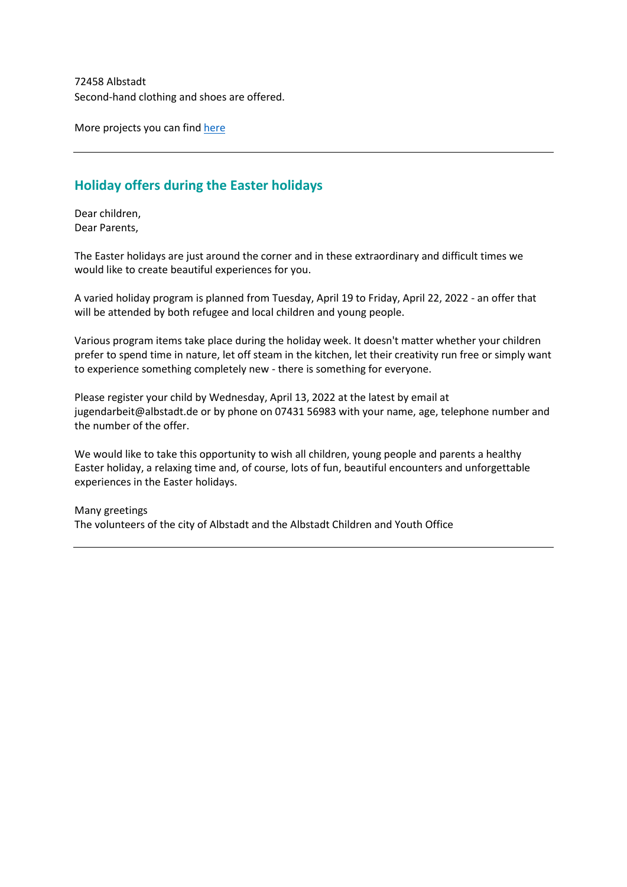72458 Albstadt
Second-hand clothing and shoes are offered.

More projects you can find here

---

## Holiday offers during the Easter holidays

Dear children,
Dear Parents,

The Easter holidays are just around the corner and in these extraordinary and difficult times we would like to create beautiful experiences for you.

A varied holiday program is planned from Tuesday, April 19 to Friday, April 22, 2022 - an offer that will be attended by both refugee and local children and young people.

Various program items take place during the holiday week. It doesn't matter whether your children prefer to spend time in nature, let off steam in the kitchen, let their creativity run free or simply want to experience something completely new - there is something for everyone.

Please register your child by Wednesday, April 13, 2022 at the latest by email at jugendarbeit@albstadt.de or by phone on 07431 56983 with your name, age, telephone number and the number of the offer.

We would like to take this opportunity to wish all children, young people and parents a healthy Easter holiday, a relaxing time and, of course, lots of fun, beautiful encounters and unforgettable experiences in the Easter holidays.

Many greetings
The volunteers of the city of Albstadt and the Albstadt Children and Youth Office

---